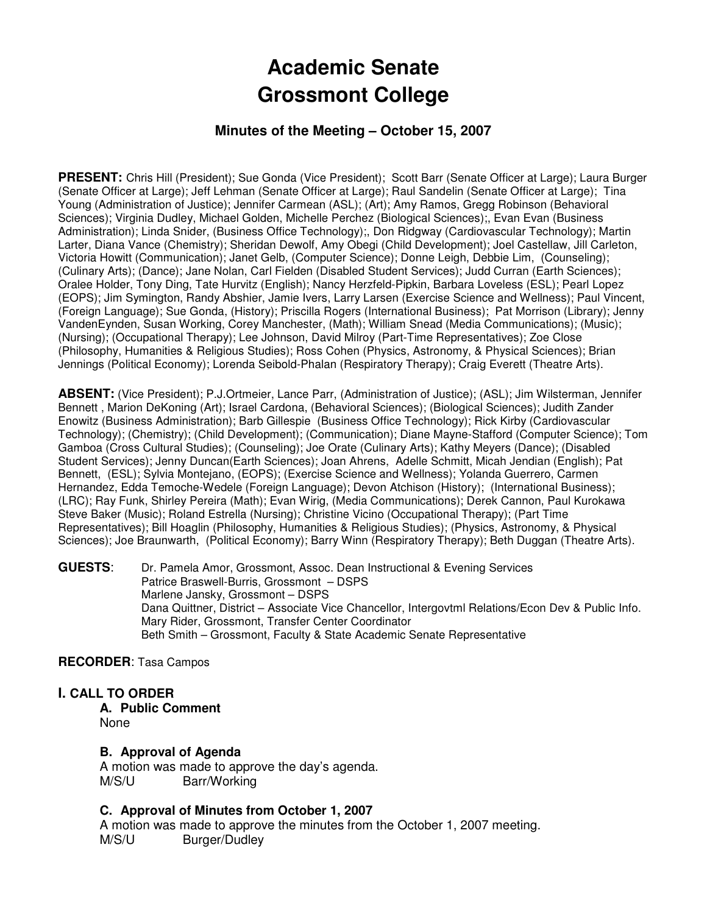# Academic Senate
# Grossmont College

### Minutes of the Meeting – October 15, 2007

**PRESENT:** Chris Hill (President); Sue Gonda (Vice President); Scott Barr (Senate Officer at Large); Laura Burger (Senate Officer at Large); Jeff Lehman (Senate Officer at Large); Raul Sandelin (Senate Officer at Large); Tina Young (Administration of Justice); Jennifer Carmean (ASL); (Art); Amy Ramos, Gregg Robinson (Behavioral Sciences); Virginia Dudley, Michael Golden, Michelle Perchez (Biological Sciences);, Evan Evan (Business Administration); Linda Snider, (Business Office Technology);, Don Ridgway (Cardiovascular Technology); Martin Larter, Diana Vance (Chemistry); Sheridan Dewolf, Amy Obegi (Child Development); Joel Castellaw, Jill Carleton, Victoria Howitt (Communication); Janet Gelb, (Computer Science); Donne Leigh, Debbie Lim, (Counseling); (Culinary Arts); (Dance); Jane Nolan, Carl Fielden (Disabled Student Services); Judd Curran (Earth Sciences); Oralee Holder, Tony Ding, Tate Hurvitz (English); Nancy Herzfeld-Pipkin, Barbara Loveless (ESL); Pearl Lopez (EOPS); Jim Symington, Randy Abshier, Jamie Ivers, Larry Larsen (Exercise Science and Wellness); Paul Vincent, (Foreign Language); Sue Gonda, (History); Priscilla Rogers (International Business); Pat Morrison (Library); Jenny VandenEynden, Susan Working, Corey Manchester, (Math); William Snead (Media Communications); (Music); (Nursing); (Occupational Therapy); Lee Johnson, David Milroy (Part-Time Representatives); Zoe Close (Philosophy, Humanities & Religious Studies); Ross Cohen (Physics, Astronomy, & Physical Sciences); Brian Jennings (Political Economy); Lorenda Seibold-Phalan (Respiratory Therapy); Craig Everett (Theatre Arts).

**ABSENT:** (Vice President); P.J.Ortmeier, Lance Parr, (Administration of Justice); (ASL); Jim Wilsterman, Jennifer Bennett , Marion DeKoning (Art); Israel Cardona, (Behavioral Sciences); (Biological Sciences); Judith Zander Enowitz (Business Administration); Barb Gillespie (Business Office Technology); Rick Kirby (Cardiovascular Technology); (Chemistry); (Child Development); (Communication); Diane Mayne-Stafford (Computer Science); Tom Gamboa (Cross Cultural Studies); (Counseling); Joe Orate (Culinary Arts); Kathy Meyers (Dance); (Disabled Student Services); Jenny Duncan(Earth Sciences); Joan Ahrens, Adelle Schmitt, Micah Jendian (English); Pat Bennett, (ESL); Sylvia Montejano, (EOPS); (Exercise Science and Wellness); Yolanda Guerrero, Carmen Hernandez, Edda Temoche-Wedele (Foreign Language); Devon Atchison (History); (International Business); (LRC); Ray Funk, Shirley Pereira (Math); Evan Wirig, (Media Communications); Derek Cannon, Paul Kurokawa Steve Baker (Music); Roland Estrella (Nursing); Christine Vicino (Occupational Therapy); (Part Time Representatives); Bill Hoaglin (Philosophy, Humanities & Religious Studies); (Physics, Astronomy, & Physical Sciences); Joe Braunwarth, (Political Economy); Barry Winn (Respiratory Therapy); Beth Duggan (Theatre Arts).

**GUESTS**:
Dr. Pamela Amor, Grossmont, Assoc. Dean Instructional & Evening Services
Patrice Braswell-Burris, Grossmont – DSPS
Marlene Jansky, Grossmont – DSPS
Dana Quittner, District – Associate Vice Chancellor, Intergovtml Relations/Econ Dev & Public Info.
Mary Rider, Grossmont, Transfer Center Coordinator
Beth Smith – Grossmont, Faculty & State Academic Senate Representative

**RECORDER**: Tasa Campos

## I. CALL TO ORDER

### A. Public Comment

None

### B. Approval of Agenda

A motion was made to approve the day's agenda.
M/S/U Barr/Working

### C. Approval of Minutes from October 1, 2007

A motion was made to approve the minutes from the October 1, 2007 meeting.
M/S/U Burger/Dudley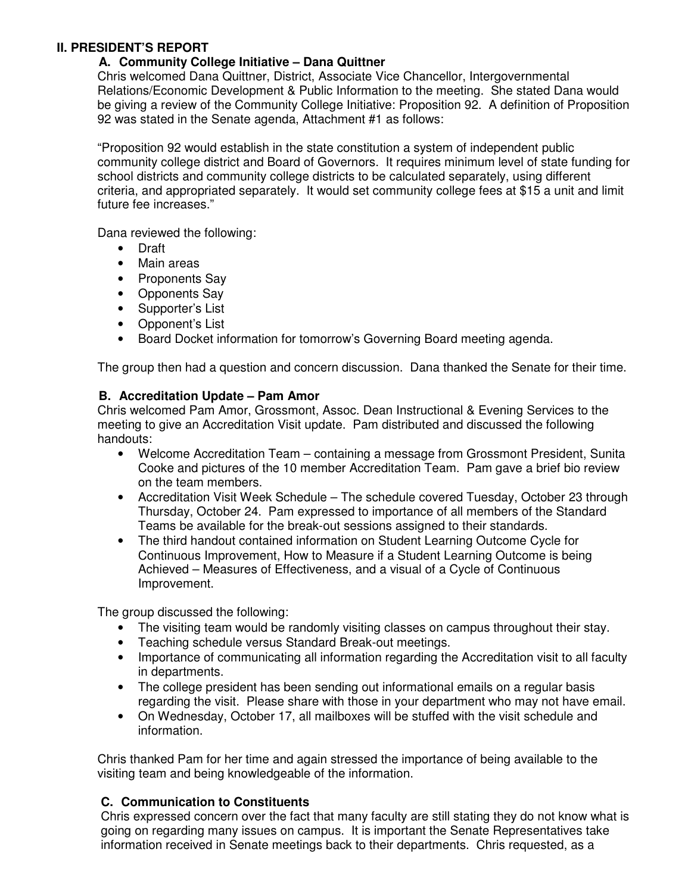## II. PRESIDENT'S REPORT

### A. Community College Initiative – Dana Quittner

Chris welcomed Dana Quittner, District, Associate Vice Chancellor, Intergovernmental Relations/Economic Development & Public Information to the meeting. She stated Dana would be giving a review of the Community College Initiative: Proposition 92. A definition of Proposition 92 was stated in the Senate agenda, Attachment #1 as follows:

"Proposition 92 would establish in the state constitution a system of independent public community college district and Board of Governors. It requires minimum level of state funding for school districts and community college districts to be calculated separately, using different criteria, and appropriated separately. It would set community college fees at $15 a unit and limit future fee increases."

Dana reviewed the following:

- Draft
- Main areas
- Proponents Say
- Opponents Say
- Supporter's List
- Opponent's List
- Board Docket information for tomorrow's Governing Board meeting agenda.

The group then had a question and concern discussion. Dana thanked the Senate for their time.

### B. Accreditation Update – Pam Amor

Chris welcomed Pam Amor, Grossmont, Assoc. Dean Instructional & Evening Services to the meeting to give an Accreditation Visit update. Pam distributed and discussed the following handouts:

- Welcome Accreditation Team – containing a message from Grossmont President, Sunita Cooke and pictures of the 10 member Accreditation Team. Pam gave a brief bio review on the team members.
- Accreditation Visit Week Schedule – The schedule covered Tuesday, October 23 through Thursday, October 24. Pam expressed to importance of all members of the Standard Teams be available for the break-out sessions assigned to their standards.
- The third handout contained information on Student Learning Outcome Cycle for Continuous Improvement, How to Measure if a Student Learning Outcome is being Achieved – Measures of Effectiveness, and a visual of a Cycle of Continuous Improvement.

The group discussed the following:

- The visiting team would be randomly visiting classes on campus throughout their stay.
- Teaching schedule versus Standard Break-out meetings.
- Importance of communicating all information regarding the Accreditation visit to all faculty in departments.
- The college president has been sending out informational emails on a regular basis regarding the visit. Please share with those in your department who may not have email.
- On Wednesday, October 17, all mailboxes will be stuffed with the visit schedule and information.

Chris thanked Pam for her time and again stressed the importance of being available to the visiting team and being knowledgeable of the information.

### C. Communication to Constituents

Chris expressed concern over the fact that many faculty are still stating they do not know what is going on regarding many issues on campus. It is important the Senate Representatives take information received in Senate meetings back to their departments. Chris requested, as a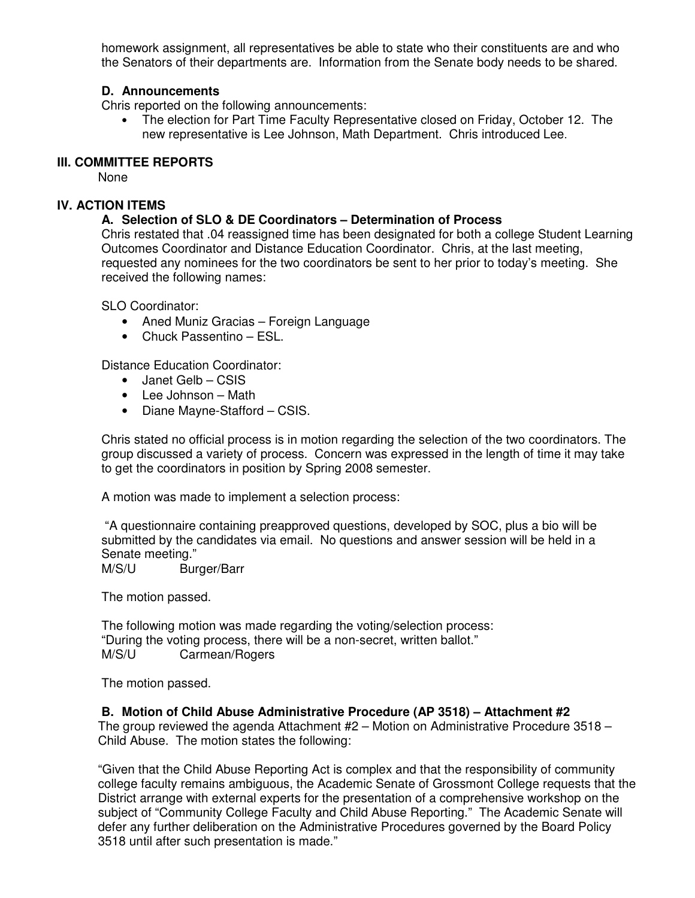homework assignment, all representatives be able to state who their constituents are and who the Senators of their departments are. Information from the Senate body needs to be shared.

### D. Announcements

Chris reported on the following announcements:

- The election for Part Time Faculty Representative closed on Friday, October 12. The new representative is Lee Johnson, Math Department. Chris introduced Lee.

## III. COMMITTEE REPORTS

None

## IV. ACTION ITEMS

### A. Selection of SLO & DE Coordinators – Determination of Process

Chris restated that .04 reassigned time has been designated for both a college Student Learning Outcomes Coordinator and Distance Education Coordinator. Chris, at the last meeting, requested any nominees for the two coordinators be sent to her prior to today's meeting. She received the following names:

SLO Coordinator:

- Aned Muniz Gracias – Foreign Language
- Chuck Passentino – ESL.

Distance Education Coordinator:

- Janet Gelb – CSIS
- Lee Johnson – Math
- Diane Mayne-Stafford – CSIS.

Chris stated no official process is in motion regarding the selection of the two coordinators. The group discussed a variety of process. Concern was expressed in the length of time it may take to get the coordinators in position by Spring 2008 semester.

A motion was made to implement a selection process:

"A questionnaire containing preapproved questions, developed by SOC, plus a bio will be submitted by the candidates via email. No questions and answer session will be held in a Senate meeting."

M/S/U Burger/Barr

The motion passed.

The following motion was made regarding the voting/selection process:

"During the voting process, there will be a non-secret, written ballot."

M/S/U Carmean/Rogers

The motion passed.

### B. Motion of Child Abuse Administrative Procedure (AP 3518) – Attachment #2

The group reviewed the agenda Attachment #2 – Motion on Administrative Procedure 3518 – Child Abuse. The motion states the following:

"Given that the Child Abuse Reporting Act is complex and that the responsibility of community college faculty remains ambiguous, the Academic Senate of Grossmont College requests that the District arrange with external experts for the presentation of a comprehensive workshop on the subject of "Community College Faculty and Child Abuse Reporting." The Academic Senate will defer any further deliberation on the Administrative Procedures governed by the Board Policy 3518 until after such presentation is made."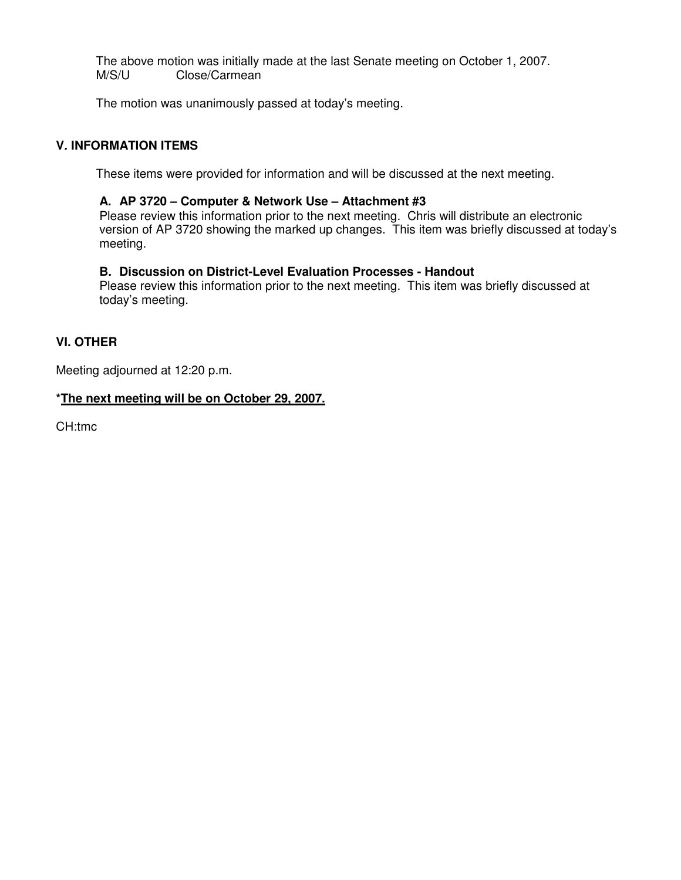The above motion was initially made at the last Senate meeting on October 1, 2007.
M/S/U Close/Carmean

The motion was unanimously passed at today's meeting.

## V. INFORMATION ITEMS

These items were provided for information and will be discussed at the next meeting.

### A. AP 3720 – Computer & Network Use – Attachment #3

Please review this information prior to the next meeting. Chris will distribute an electronic version of AP 3720 showing the marked up changes. This item was briefly discussed at today's meeting.

### B. Discussion on District-Level Evaluation Processes - Handout

Please review this information prior to the next meeting. This item was briefly discussed at today's meeting.

## VI. OTHER

Meeting adjourned at 12:20 p.m.

**\*<u>The next meeting will be on October 29, 2007.</u>**

CH:tmc